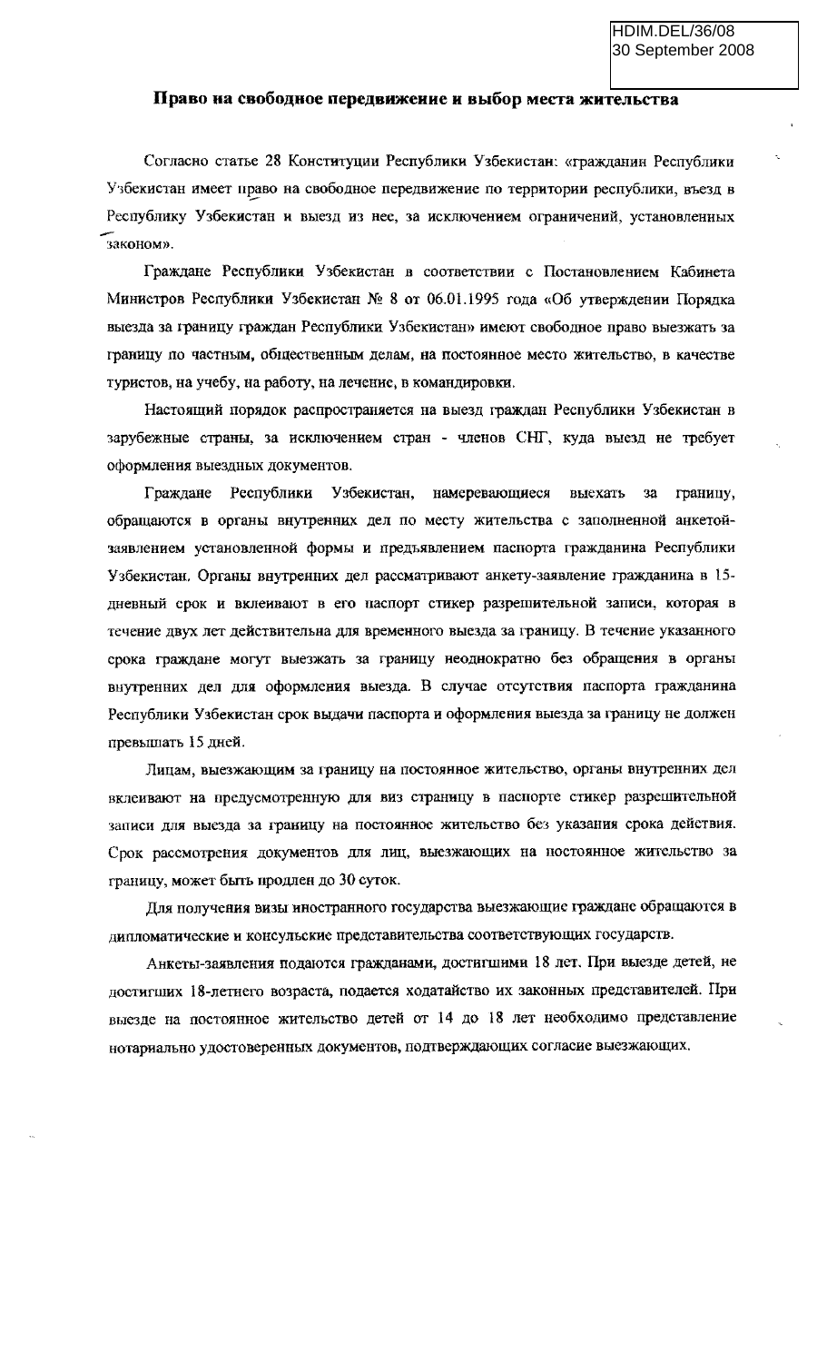HDIM.DEL/36/08
30 September 2008

## Право на свободное передвижение и выбор места жительства

Согласно статье 28 Конституции Республики Узбекистан: «гражданин Республики Узбекистан имеет право на свободное передвижение по территории республики, въезд в Республику Узбекистан и выезд из нее, за исключением ограничений, установленных законом».

Граждане Республики Узбекистан в соответствии с Постановлением Кабинета Министров Республики Узбекистан № 8 от 06.01.1995 года «Об утверждении Порядка выезда за границу граждан Республики Узбекистан» имеют свободное право выезжать за границу по частным, общественным делам, на постоянное место жительство, в качестве туристов, на учебу, на работу, на лечение, в командировки.

Настоящий порядок распространяется на выезд граждан Республики Узбекистан в зарубежные страны, за исключением стран - членов СНГ, куда выезд не требует оформления выездных документов.

Граждане Республики Узбекистан, намеревающиеся выехать за границу, обращаются в органы внутренних дел по месту жительства с заполненной анкетой-заявлением установленной формы и предъявлением паспорта гражданина Республики Узбекистан. Органы внутренних дел рассматривают анкету-заявление гражданина в 15-дневный срок и вклеивают в его паспорт стикер разрешительной записи, которая в течение двух лет действительна для временного выезда за границу. В течение указанного срока граждане могут выезжать за границу неоднократно без обращения в органы внутренних дел для оформления выезда. В случае отсутствия паспорта гражданина Республики Узбекистан срок выдачи паспорта и оформления выезда за границу не должен превышать 15 дней.

Лицам, выезжающим за границу на постоянное жительство, органы внутренних дел вклеивают на предусмотренную для виз страницу в паспорте стикер разрешительной записи для выезда за границу на постоянное жительство без указания срока действия. Срок рассмотрения документов для лиц, выезжающих на постоянное жительство за границу, может быть продлен до 30 суток.

Для получения визы иностранного государства выезжающие граждане обращаются в дипломатические и консульские представительства соответствующих государств.

Анкеты-заявления подаются гражданами, достигшими 18 лет. При выезде детей, не достигших 18-летнего возраста, подается ходатайство их законных представителей. При выезде на постоянное жительство детей от 14 до 18 лет необходимо представление нотариально удостоверенных документов, подтверждающих согласие выезжающих.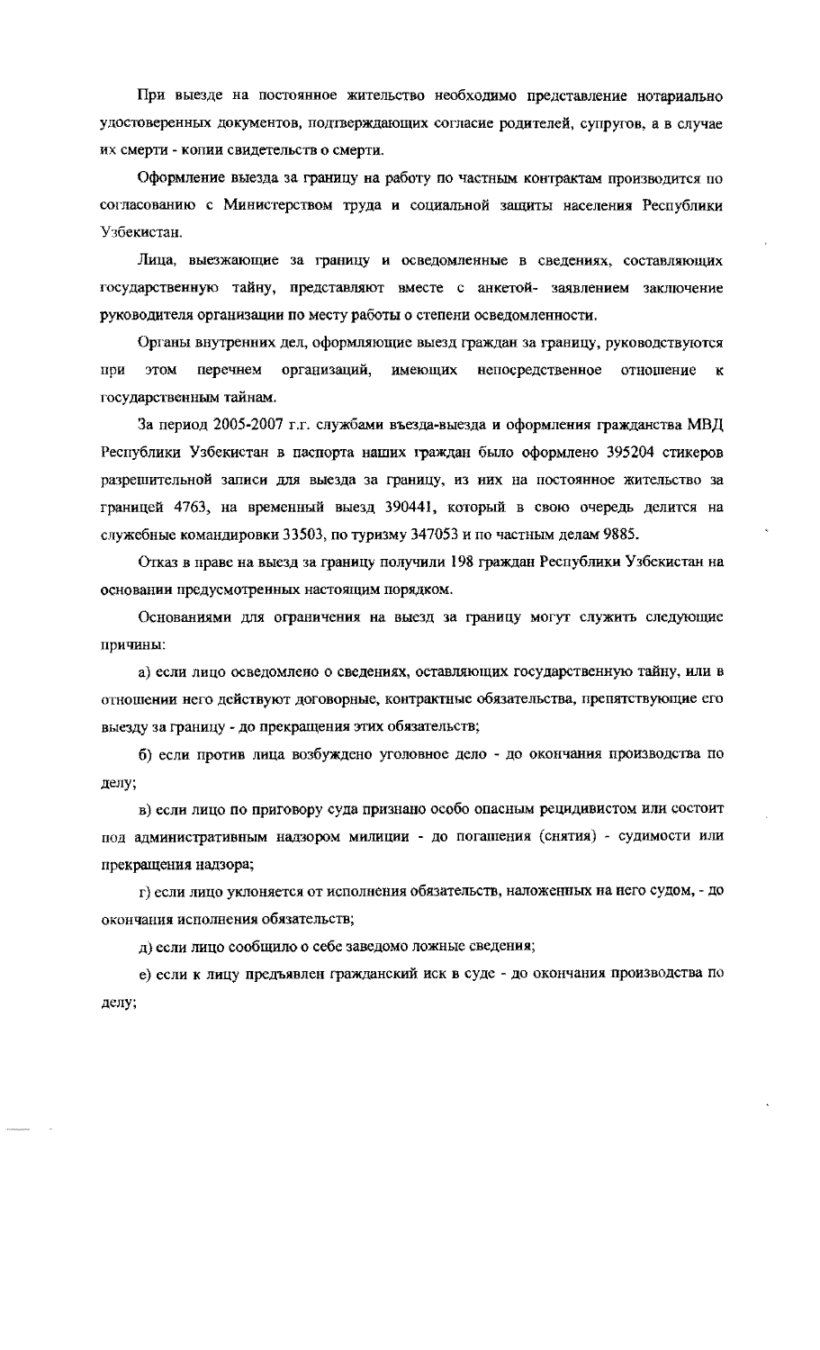При выезде на постоянное жительство необходимо представление нотариально удостоверенных документов, подтверждающих согласие родителей, супругов, а в случае их смерти - копии свидетельств о смерти.

Оформление выезда за границу на работу по частным контрактам производится по согласованию с Министерством труда и социальной защиты населения Республики Узбекистан.

Лица, выезжающие за границу и осведомленные в сведениях, составляющих государственную тайну, представляют вместе с анкетой- заявлением заключение руководителя организации по месту работы о степени осведомленности.

Органы внутренних дел, оформляющие выезд граждан за границу, руководствуются при этом перечнем организаций, имеющих непосредственное отношение к государственным тайнам.

За период 2005-2007 г.г. службами въезда-выезда и оформления гражданства МВД Республики Узбекистан в паспорта наших граждан было оформлено 395204 стикеров разрешительной записи для выезда за границу, из них на постоянное жительство за границей 4763, на временный выезд 390441, который в свою очередь делится на служебные командировки 33503, по туризму 347053 и по частным делам 9885.

Отказ в праве на выезд за границу получили 198 граждан Республики Узбекистан на основании предусмотренных настоящим порядком.

Основаниями для ограничения на выезд за границу могут служить следующие причины:

а) если лицо осведомлено о сведениях, оставляющих государственную тайну, или в отношении него действуют договорные, контрактные обязательства, препятствующие его выезду за границу - до прекращения этих обязательств;

б) если против лица возбуждено уголовное дело - до окончания производства по делу;

в) если лицо по приговору суда признано особо опасным рецидивистом или состоит под административным надзором милиции - до погашения (снятия) - судимости или прекращения надзора;

г) если лицо уклоняется от исполнения обязательств, наложенных на него судом, - до окончания исполнения обязательств;

д) если лицо сообщило о себе заведомо ложные сведения;

е) если к лицу предъявлен гражданский иск в суде - до окончания производства по делу;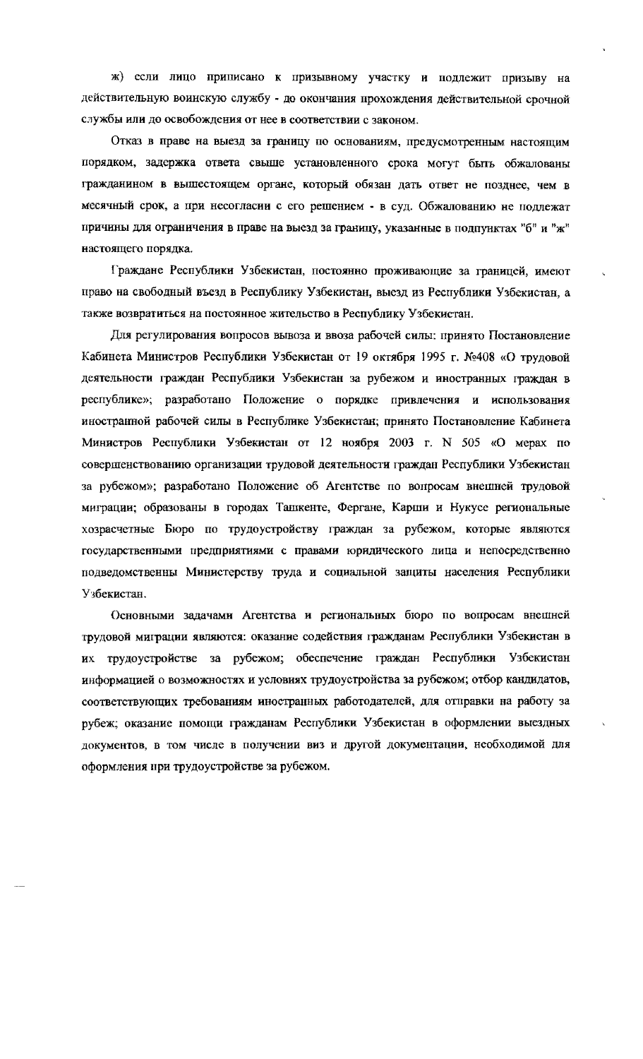ж) если лицо приписано к призывному участку и подлежит призыву на действительную воинскую службу - до окончания прохождения действительной срочной службы или до освобождения от нее в соответствии с законом.

Отказ в праве на выезд за границу по основаниям, предусмотренным настоящим порядком, задержка ответа свыше установленного срока могут быть обжалованы гражданином в вышестоящем органе, который обязан дать ответ не позднее, чем в месячный срок, а при несогласии с его решением - в суд. Обжалованию не подлежат причины для ограничения в праве на выезд за границу, указанные в подпунктах "б" и "ж" настоящего порядка.

Граждане Республики Узбекистан, постоянно проживающие за границей, имеют право на свободный въезд в Республику Узбекистан, выезд из Республики Узбекистан, а также возвратиться на постоянное жительство в Республику Узбекистан.

Для регулирования вопросов вывоза и ввоза рабочей силы: принято Постановление Кабинета Министров Республики Узбекистан от 19 октября 1995 г. №408 «О трудовой деятельности граждан Республики Узбекистан за рубежом и иностранных граждан в республике»; разработано Положение о порядке привлечения и использования иностранной рабочей силы в Республике Узбекистан; принято Постановление Кабинета Министров Республики Узбекистан от 12 ноября 2003 г. N 505 «О мерах по совершенствованию организации трудовой деятельности граждан Республики Узбекистан за рубежом»; разработано Положение об Агентстве по вопросам внешней трудовой миграции; образованы в городах Ташкенте, Фергане, Карши и Нукусе региональные хозрасчетные Бюро по трудоустройству граждан за рубежом, которые являются государственными предприятиями с правами юридического лица и непосредственно подведомственны Министерству труда и социальной защиты населения Республики Узбекистан.

Основными задачами Агентства и региональных бюро по вопросам внешней трудовой миграции являются: оказание содействия гражданам Республики Узбекистан в их трудоустройстве за рубежом; обеспечение граждан Республики Узбекистан информацией о возможностях и условиях трудоустройства за рубежом; отбор кандидатов, соответствующих требованиям иностранных работодателей, для отправки на работу за рубеж; оказание помощи гражданам Республики Узбекистан в оформлении выездных документов, в том числе в получении виз и другой документации, необходимой для оформления при трудоустройстве за рубежом.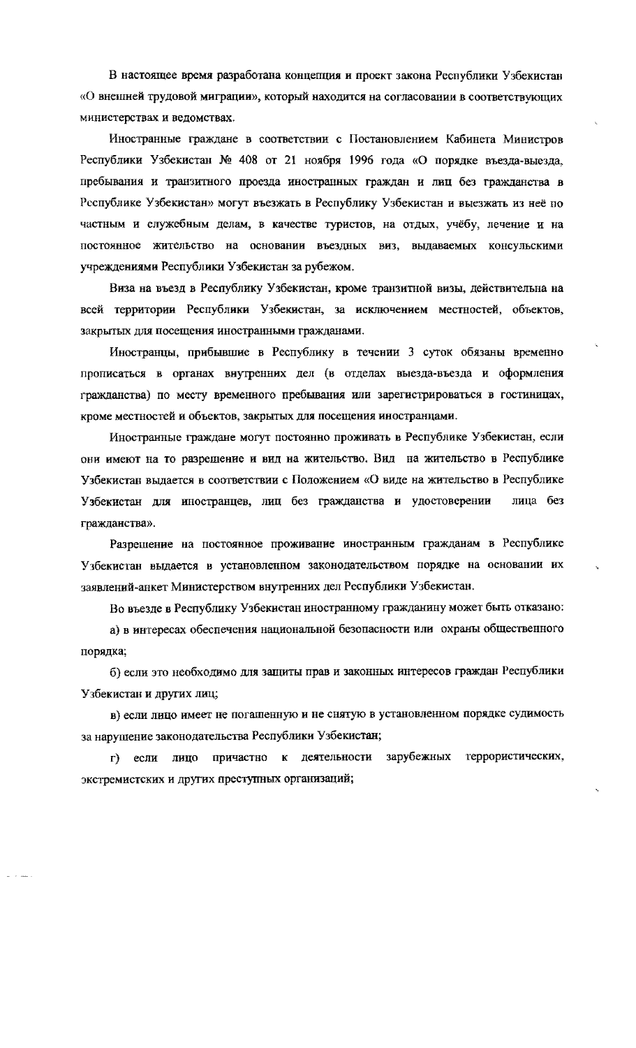В настоящее время разработана концепция и проект закона Республики Узбекистан «О внешней трудовой миграции», который находится на согласовании в соответствующих министерствах и ведомствах.

Иностранные граждане в соответствии с Постановлением Кабинета Министров Республики Узбекистан № 408 от 21 ноября 1996 года «О порядке въезда-выезда, пребывания и транзитного проезда иностранных граждан и лиц без гражданства в Республике Узбекистан» могут въезжать в Республику Узбекистан и выезжать из неё по частным и служебным делам, в качестве туристов, на отдых, учёбу, лечение и на постоянное жительство на основании въездных виз, выдаваемых консульскими учреждениями Республики Узбекистан за рубежом.

Виза на въезд в Республику Узбекистан, кроме транзитной визы, действительна на всей территории Республики Узбекистан, за исключением местностей, объектов, закрытых для посещения иностранными гражданами.

Иностранцы, прибывшие в Республику в течении 3 суток обязаны временно прописаться в органах внутренних дел (в отделах выезда-въезда и оформления гражданства) по месту временного пребывания или зарегистрироваться в гостиницах, кроме местностей и объектов, закрытых для посещения иностранцами.

Иностранные граждане могут постоянно проживать в Республике Узбекистан, если они имеют на то разрешение и вид на жительство. Вид на жительство в Республике Узбекистан выдается в соответствии с Положением «О виде на жительство в Республике Узбекистан для иностранцев, лиц без гражданства и удостоверении лица без гражданства».

Разрешение на постоянное проживание иностранным гражданам в Республике Узбекистан выдается в установленном законодательством порядке на основании их заявлений-анкет Министерством внутренних дел Республики Узбекистан.

Во въезде в Республику Узбекистан иностранному гражданину может быть отказано:

а) в интересах обеспечения национальной безопасности или охраны общественного порядка;

б) если это необходимо для защиты прав и законных интересов граждан Республики Узбекистан и других лиц;

в) если лицо имеет не погашенную и не снятую в установленном порядке судимость за нарушение законодательства Республики Узбекистан;

г) если лицо причастно к деятельности зарубежных террористических, экстремистских и других преступных организаций;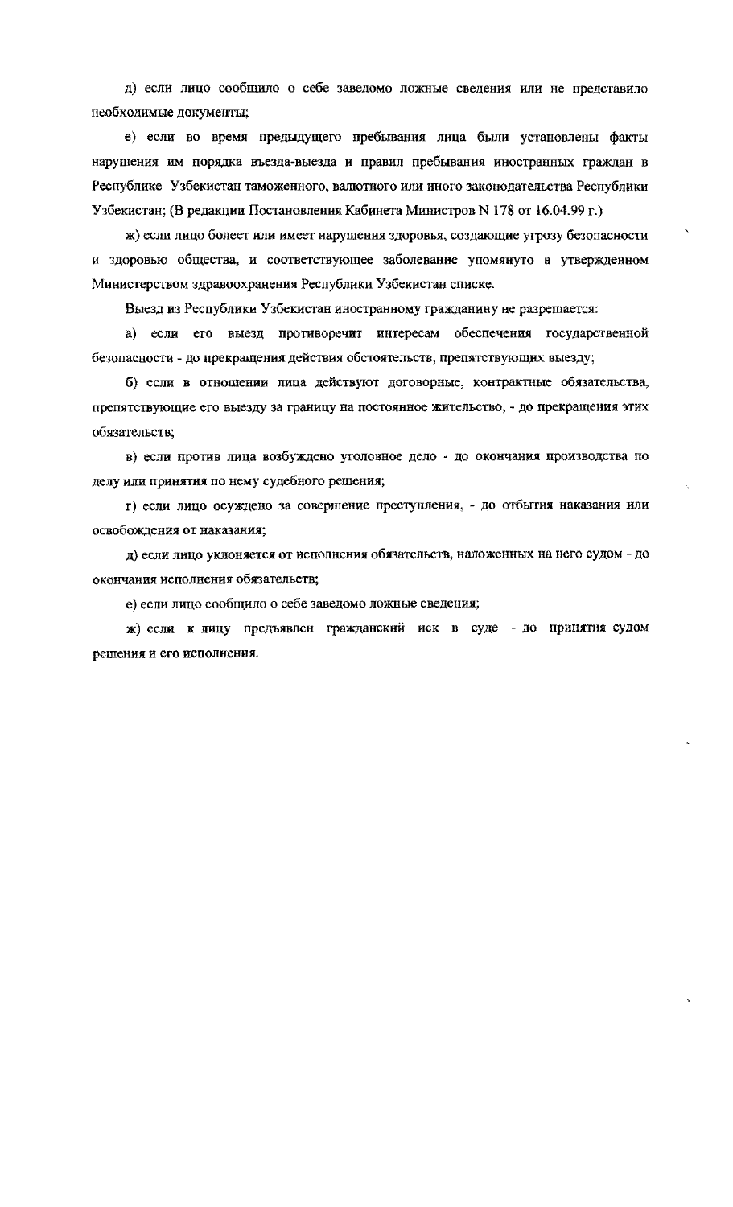д) если лицо сообщило о себе заведомо ложные сведения или не представило необходимые документы;

е) если во время предыдущего пребывания лица были установлены факты нарушения им порядка въезда-выезда и правил пребывания иностранных граждан в Республике Узбекистан таможенного, валютного или иного законодательства Республики Узбекистан; (В редакции Постановления Кабинета Министров N 178 от 16.04.99 г.)

ж) если лицо болеет или имеет нарушения здоровья, создающие угрозу безопасности и здоровью общества, и соответствующее заболевание упомянуто в утвержденном Министерством здравоохранения Республики Узбекистан списке.

Выезд из Республики Узбекистан иностранному гражданину не разрешается:

а) если его выезд противоречит интересам обеспечения государственной безопасности - до прекращения действия обстоятельств, препятствующих выезду;

б) если в отношении лица действуют договорные, контрактные обязательства, препятствующие его выезду за границу на постоянное жительство, - до прекращения этих обязательств;

в) если против лица возбуждено уголовное дело - до окончания производства по делу или принятия по нему судебного решения;

г) если лицо осуждено за совершение преступления, - до отбытия наказания или освобождения от наказания;

д) если лицо уклоняется от исполнения обязательств, наложенных на него судом - до окончания исполнения обязательств;

е) если лицо сообщило о себе заведомо ложные сведения;

ж) если к лицу предъявлен гражданский иск в суде - до принятия судом решения и его исполнения.